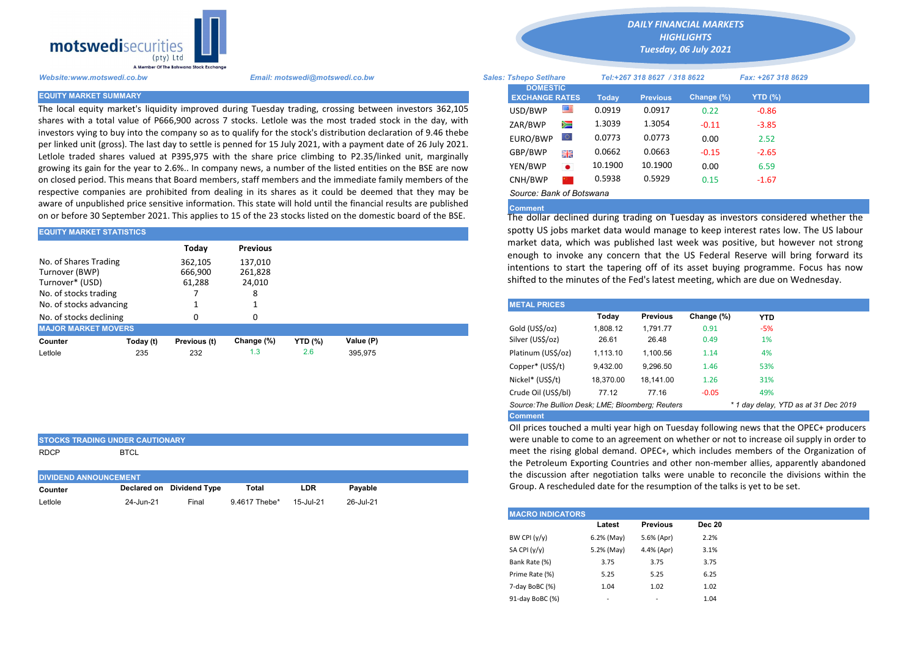motswedisecurities (pty) Ltd
A Member Of The Botswana Stock Exchange

# DAILY FINANCIAL MARKETS HIGHLIGHTS
## Tuesday, 06 July 2021

*Website:www.motswedi.co.bw* *Email: motswedi@motswedi.co.bw* *Sales: Tshepo Setlhare* *Tel:+267 318 8627 / 318 8622* *Fax: +267 318 8629*

### EQUITY MARKET SUMMARY

The local equity market's liquidity improved during Tuesday trading, crossing between investors 362,105 shares with a total value of P666,900 across 7 stocks. Letlole was the most traded stock in the day, with investors vying to buy into the company so as to qualify for the stock's distribution declaration of 9.46 thebe per linked unit (gross). The last day to settle is penned for 15 July 2021, with a payment date of 26 July 2021. Letlole traded shares valued at P395,975 with the share price climbing to P2.35/linked unit, marginally growing its gain for the year to 2.6%.. In company news, a number of the listed entities on the BSE are now on closed period. This means that Board members, staff members and the immediate family members of the respective companies are prohibited from dealing in its shares as it could be deemed that they may be aware of unpublished price sensitive information. This state will hold until the financial results are published on or before 30 September 2021. This applies to 15 of the 23 stocks listed on the domestic board of the BSE.

### EQUITY MARKET STATISTICS

| | Today | Previous |
|---|---|---|
| No. of Shares Trading | 362,105 | 137,010 |
| Turnover (BWP) | 666,900 | 261,828 |
| Turnover* (USD) | 61,288 | 24,010 |
| No. of stocks trading | 7 | 8 |
| No. of stocks advancing | 1 | 1 |
| No. of stocks declining | 0 | 0 |

### MAJOR MARKET MOVERS

| Counter | Today (t) | Previous (t) | Change (%) | YTD (%) | Value (P) |
|---|---|---|---|---|---|
| Letlole | 235 | 232 | 1.3 | 2.6 | 395,975 |

### STOCKS TRADING UNDER CAUTIONARY

RDCP BTCL

### DIVIDEND ANNOUNCEMENT

| Counter | Declared on | Dividend Type | Total | LDR | Payable |
|---|---|---|---|---|---|
| Letlole | 24-Jun-21 | Final | 9.4617 Thebe* | 15-Jul-21 | 26-Jul-21 |

### DOMESTIC EXCHANGE RATES

| DOMESTIC EXCHANGE RATES | Today | Previous | Change (%) | YTD (%) |
|---|---|---|---|---|
| USD/BWP | 0.0919 | 0.0917 | 0.22 | -0.86 |
| ZAR/BWP | 1.3039 | 1.3054 | -0.11 | -3.85 |
| EURO/BWP | 0.0773 | 0.0773 | 0.00 | 2.52 |
| GBP/BWP | 0.0662 | 0.0663 | -0.15 | -2.65 |
| YEN/BWP | 10.1900 | 10.1900 | 0.00 | 6.59 |
| CNH/BWP | 0.5938 | 0.5929 | 0.15 | -1.67 |

*Source: Bank of Botswana*

**Comment**

The dollar declined during trading on Tuesday as investors considered whether the spotty US jobs market data would manage to keep interest rates low. The US labour market data, which was published last week was positive, but however not strong enough to invoke any concern that the US Federal Reserve will bring forward its intentions to start the tapering off of its asset buying programme. Focus has now shifted to the minutes of the Fed's latest meeting, which are due on Wednesday.

### METAL PRICES

| | Today | Previous | Change (%) | YTD |
|---|---|---|---|---|
| Gold (US$/oz) | 1,808.12 | 1,791.77 | 0.91 | -5% |
| Silver (US$/oz) | 26.61 | 26.48 | 0.49 | 1% |
| Platinum (US$/oz) | 1,113.10 | 1,100.56 | 1.14 | 4% |
| Copper* (US$/t) | 9,432.00 | 9,296.50 | 1.46 | 53% |
| Nickel* (US$/t) | 18,370.00 | 18,141.00 | 1.26 | 31% |
| Crude Oil (US$/bl) | 77.12 | 77.16 | -0.05 | 49% |

*Source:The Bullion Desk; LME; Bloomberg; Reuters* *\* 1 day delay, YTD as at 31 Dec 2019*

**Comment**

Oil prices touched a multi year high on Tuesday following news that the OPEC+ producers were unable to come to an agreement on whether or not to increase oil supply in order to meet the rising global demand. OPEC+, which includes members of the Organization of the Petroleum Exporting Countries and other non-member allies, apparently abandoned the discussion after negotiation talks were unable to reconcile the divisions within the Group. A rescheduled date for the resumption of the talks is yet to be set.

### MACRO INDICATORS

| | Latest | Previous | Dec 20 |
|---|---|---|---|
| BW CPI (y/y) | 6.2% (May) | 5.6% (Apr) | 2.2% |
| SA CPI (y/y) | 5.2% (May) | 4.4% (Apr) | 3.1% |
| Bank Rate (%) | 3.75 | 3.75 | 3.75 |
| Prime Rate (%) | 5.25 | 5.25 | 6.25 |
| 7-day BoBC (%) | 1.04 | 1.02 | 1.02 |
| 91-day BoBC (%) | - | - | 1.04 |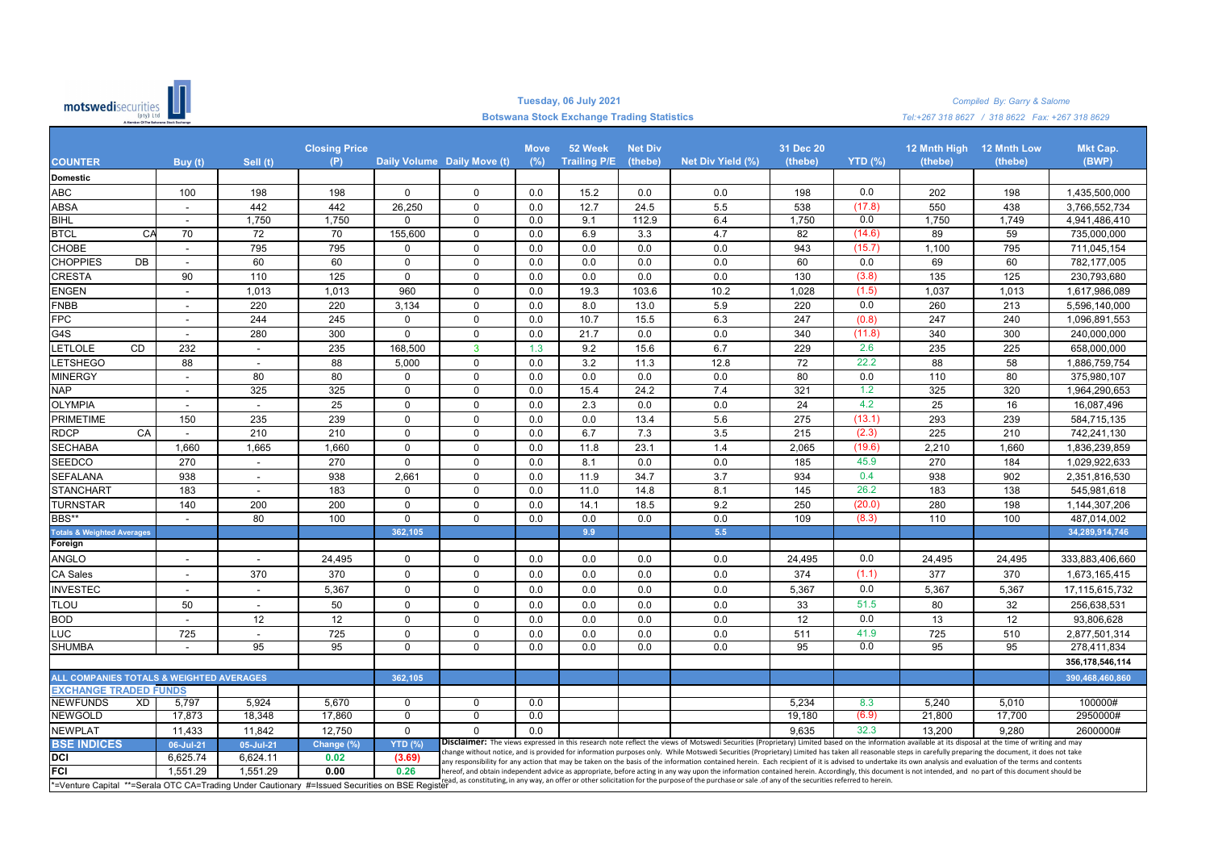**motswedi**securities (pty) Ltd
A Member Of The Botswana Stock Exchange

**Tuesday, 06 July 2021**

**Botswana Stock Exchange Trading Statistics**

*Compiled By: Garry & Salome*

*Tel:+267 318 8627 / 318 8622 Fax: +267 318 8629*

| COUNTER | | Buy (t) | Sell (t) | Closing Price (P) | Daily Volume | Daily Move (t) | Move (%) | 52 Week Trailing P/E | Net Div (thebe) | Net Div Yield (%) | 31 Dec 20 (thebe) | YTD (%) | 12 Mnth High (thebe) | 12 Mnth Low (thebe) | Mkt Cap. (BWP) |
|---|---|---|---|---|---|---|---|---|---|---|---|---|---|---|---|
| **Domestic** | | | | | | | | | | | | | | | |
| ABC | | 100 | 198 | 198 | 0 | 0 | 0.0 | 15.2 | 0.0 | 0.0 | 198 | 0.0 | 202 | 198 | 1,435,500,000 |
| ABSA | | - | 442 | 442 | 26,250 | 0 | 0.0 | 12.7 | 24.5 | 5.5 | 538 | (17.8) | 550 | 438 | 3,766,552,734 |
| BIHL | | - | 1,750 | 1,750 | 0 | 0 | 0.0 | 9.1 | 112.9 | 6.4 | 1,750 | 0.0 | 1,750 | 1,749 | 4,941,486,410 |
| BTCL | CA | 70 | 72 | 70 | 155,600 | 0 | 0.0 | 6.9 | 3.3 | 4.7 | 82 | (14.6) | 89 | 59 | 735,000,000 |
| CHOBE | | - | 795 | 795 | 0 | 0 | 0.0 | 0.0 | 0.0 | 0.0 | 943 | (15.7) | 1,100 | 795 | 711,045,154 |
| CHOPPIES | DB | - | 60 | 60 | 0 | 0 | 0.0 | 0.0 | 0.0 | 0.0 | 60 | 0.0 | 69 | 60 | 782,177,005 |
| CRESTA | | 90 | 110 | 125 | 0 | 0 | 0.0 | 0.0 | 0.0 | 0.0 | 130 | (3.8) | 135 | 125 | 230,793,680 |
| ENGEN | | - | 1,013 | 1,013 | 960 | 0 | 0.0 | 19.3 | 103.6 | 10.2 | 1,028 | (1.5) | 1,037 | 1,013 | 1,617,986,089 |
| FNBB | | - | 220 | 220 | 3,134 | 0 | 0.0 | 8.0 | 13.0 | 5.9 | 220 | 0.0 | 260 | 213 | 5,596,140,000 |
| FPC | | - | 244 | 245 | 0 | 0 | 0.0 | 10.7 | 15.5 | 6.3 | 247 | (0.8) | 247 | 240 | 1,096,891,553 |
| G4S | | - | 280 | 300 | 0 | 0 | 0.0 | 21.7 | 0.0 | 0.0 | 340 | (11.8) | 340 | 300 | 240,000,000 |
| LETLOLE | CD | 232 | - | 235 | 168,500 | 3 | 1.3 | 9.2 | 15.6 | 6.7 | 229 | 2.6 | 235 | 225 | 658,000,000 |
| LETSHEGO | | 88 | - | 88 | 5,000 | 0 | 0.0 | 3.2 | 11.3 | 12.8 | 72 | 22.2 | 88 | 58 | 1,886,759,754 |
| MINERGY | | - | 80 | 80 | 0 | 0 | 0.0 | 0.0 | 0.0 | 0.0 | 80 | 0.0 | 110 | 80 | 375,980,107 |
| NAP | | - | 325 | 325 | 0 | 0 | 0.0 | 15.4 | 24.2 | 7.4 | 321 | 1.2 | 325 | 320 | 1,964,290,653 |
| OLYMPIA | | - | - | 25 | 0 | 0 | 0.0 | 2.3 | 0.0 | 0.0 | 24 | 4.2 | 25 | 16 | 16,087,496 |
| PRIMETIME | | 150 | 235 | 239 | 0 | 0 | 0.0 | 0.0 | 13.4 | 5.6 | 275 | (13.1) | 293 | 239 | 584,715,135 |
| RDCP | CA | - | 210 | 210 | 0 | 0 | 0.0 | 6.7 | 7.3 | 3.5 | 215 | (2.3) | 225 | 210 | 742,241,130 |
| SECHABA | | 1,660 | 1,665 | 1,660 | 0 | 0 | 0.0 | 11.8 | 23.1 | 1.4 | 2,065 | (19.6) | 2,210 | 1,660 | 1,836,239,859 |
| SEEDCO | | 270 | - | 270 | 0 | 0 | 0.0 | 8.1 | 0.0 | 0.0 | 185 | 45.9 | 270 | 184 | 1,029,922,633 |
| SEFALANA | | 938 | - | 938 | 2,661 | 0 | 0.0 | 11.9 | 34.7 | 3.7 | 934 | 0.4 | 938 | 902 | 2,351,816,530 |
| STANCHART | | 183 | - | 183 | 0 | 0 | 0.0 | 11.0 | 14.8 | 8.1 | 145 | 26.2 | 183 | 138 | 545,981,618 |
| TURNSTAR | | 140 | 200 | 200 | 0 | 0 | 0.0 | 14.1 | 18.5 | 9.2 | 250 | (20.0) | 280 | 198 | 1,144,307,206 |
| BBS** | | - | 80 | 100 | 0 | 0 | 0.0 | 0.0 | 0.0 | 0.0 | 109 | (8.3) | 110 | 100 | 487,014,002 |
| **Totals & Weighted Averages** | | | | | **362,105** | | | **9.9** | | **5.5** | | | | | **34,289,914,746** |
| **Foreign** | | | | | | | | | | | | | | | |
| ANGLO | | - | - | 24,495 | 0 | 0 | 0.0 | 0.0 | 0.0 | 0.0 | 24,495 | 0.0 | 24,495 | 24,495 | 333,883,406,660 |
| CA Sales | | - | 370 | 370 | 0 | 0 | 0.0 | 0.0 | 0.0 | 0.0 | 374 | (1.1) | 377 | 370 | 1,673,165,415 |
| INVESTEC | | - | - | 5,367 | 0 | 0 | 0.0 | 0.0 | 0.0 | 0.0 | 5,367 | 0.0 | 5,367 | 5,367 | 17,115,615,732 |
| TLOU | | 50 | - | 50 | 0 | 0 | 0.0 | 0.0 | 0.0 | 0.0 | 33 | 51.5 | 80 | 32 | 256,638,531 |
| BOD | | - | 12 | 12 | 0 | 0 | 0.0 | 0.0 | 0.0 | 0.0 | 12 | 0.0 | 13 | 12 | 93,806,628 |
| LUC | | 725 | - | 725 | 0 | 0 | 0.0 | 0.0 | 0.0 | 0.0 | 511 | 41.9 | 725 | 510 | 2,877,501,314 |
| SHUMBA | | - | 95 | 95 | 0 | 0 | 0.0 | 0.0 | 0.0 | 0.0 | 95 | 0.0 | 95 | 95 | 278,411,834 |
| | | | | | | | | | | | | | | | **356,178,546,114** |
| **ALL COMPANIES TOTALS & WEIGHTED AVERAGES** | | | | | **362,105** | | | | | | | | | | **390,468,460,860** |
| **EXCHANGE TRADED FUNDS** | | | | | | | | | | | | | | | |
| NEWFUNDS | XD | 5,797 | 5,924 | 5,670 | 0 | 0 | 0.0 | | | | 5,234 | 8.3 | 5,240 | 5,010 | 100000# |
| NEWGOLD | | 17,873 | 18,348 | 17,860 | 0 | 0 | 0.0 | | | | 19,180 | (6.9) | 21,800 | 17,700 | 2950000# |
| NEWPLAT | | 11,433 | 11,842 | 12,750 | 0 | 0 | 0.0 | | | | 9,635 | 32.3 | 13,200 | 9,280 | 2600000# |

| BSE INDICES | 06-Jul-21 | 05-Jul-21 | Change (%) | YTD (%) |
|---|---|---|---|---|
| DCI | 6,625.74 | 6,624.11 | 0.02 | (3.69) |
| FCI | 1,551.29 | 1,551.29 | 0.00 | 0.26 |

*=Venture Capital **=Serala OTC CA=Trading Under Cautionary #=Issued Securities on BSE Register

**Disclaimer:** The views expressed in this research note reflect the views of Motswedi Securities (Proprietary) Limited based on the information available at its disposal at the time of writing and may change without notice, and is provided for information purposes only. While Motswedi Securities (Proprietary) Limited has taken all reasonable steps in carefully preparing the document, it does not take any responsibility for any action that may be taken on the basis of the information contained herein. Each recipient of it is advised to undertake its own analysis and evaluation of the terms and contents hereof, and obtain independent advice as appropriate, before acting in any way upon the information contained herein. Accordingly, this document is not intended, and no part of this document should be read, as constituting, in any way, an offer or other solicitation for the purpose of the purchase or sale .of any of the securities referred to herein.